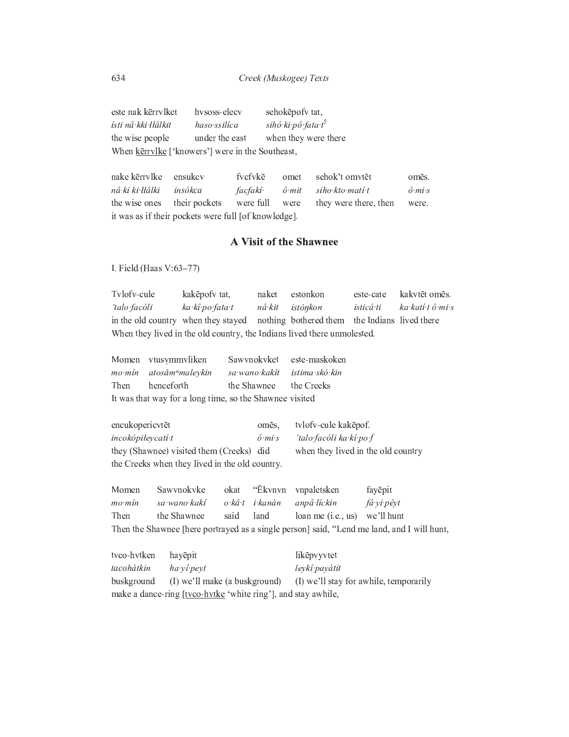este nak kērrvlket hvsoss-elecv sehokēpofv tat,
*ísti nâ·kki·łłâlkit haso·ssilíca sihó·ki·pô·fata·t*[5]
the wise people under the east when they were there
When kērrvlke ['knowers'] were in the Southeast,

nake kērrvlke ensukcv fvcfvkē omet sehok't omvtēt omēs.
*nâ·ki ki·łłâlki insókca facfakí· ô·mit siho·kto·matí·t ô·mi·s*
the wise ones their pockets were full were they were there, then were.
it was as if their pockets were full [of knowledge].

## A Visit of the Shawnee

I. Field (Haas V:63–77)

Tvlofv-cule kakēpofv tat, naket estonkon este-cate kakvtēt omēs.
*'talo·facóli ka·kî·po·fata·t nâ·kit istóŋkon isticá·ti ka·katí·t ô·mi·s*
in the old country when they stayed nothing bothered them the Indians lived there
When they lived in the old country, the Indians lived there unmolested.

Momen vtusymmvliken Sawvnokvket este-maskoken
*mo·mín atosăm[n]maleykin sa·wano·kakít istima·skó·kin*
Then henceforth the Shawnee the Creeks
It was that way for a long time, so the Shawnee visited

encukopericvtēt omēs, tvlofv-cule kakēpof.
*incokópiłeycatí·t ô·mi·s 'talo·facóli ka·kî·po·f*
they (Shawnee) visited them (Creeks) did when they lived in the old country
the Creeks when they lived in the old country.

Momen Sawvnokvke okat "Ēkvnvn vnpaletsken fayēpit
*mo·mín sa·wano·kakí o·kâ·t i·kanán anpâ·líckin fá·yi·péyt*
Then the Shawnee said land loan me (i.e., us) we'll hunt
Then the Shawnee [here portrayed as a single person] said, "Lend me land, and I will hunt,

tvco-hvtken hayēpit likēpvyvtet
*tacohátkin ha·yî·peyt leykî·payátit*
buskground (I) we'll make (a buskground) (I) we'll stay for awhile, temporarily
make a dance-ring [tvco-hvtke 'white ring'], and stay awhile,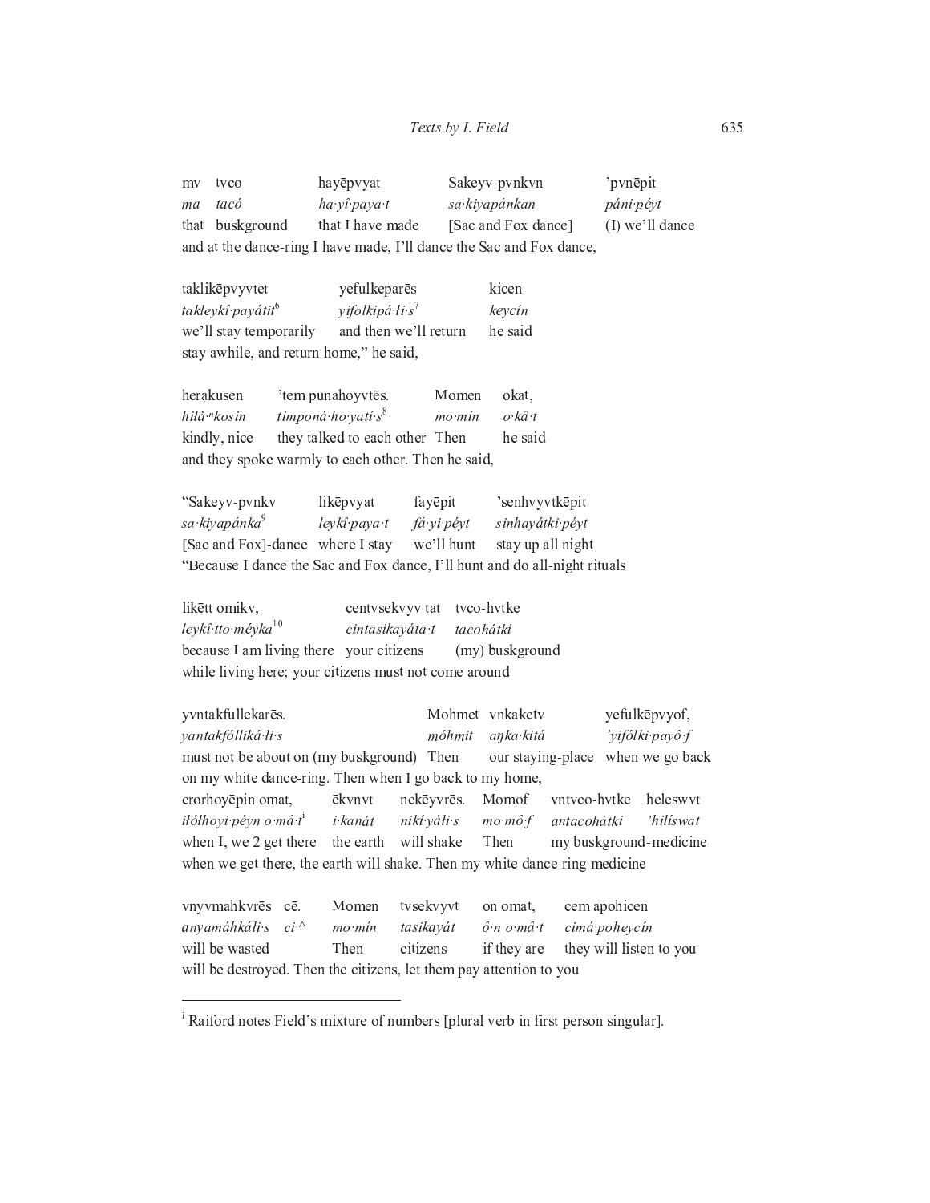| mv | tvco | hayēpvyat | Sakeyv-pvnkvn | ’pvnēpit |
|---|---|---|---|---|
| *ma* | *tacó* | *ha·yî·paya·t* | *sa·kiyapánkan* | *páni·péyt* |
| that | buskground | that I have made | [Sac and Fox dance] | (I) we’ll dance |

and at the dance-ring I have made, I’ll dance the Sac and Fox dance,

| taklikēpvyvtet | yefulkeparēs | kicen |
|---|---|---|
| *takleykî·payátit*[6] | *yifolkipá·ɬi·s*[7] | *keycín* |
| we’ll stay temporarily | and then we’ll return | he said |

stay awhile, and return home,” he said,

| herạkusen | ’tem punahoyvtēs. | Momen | okat, |
|---|---|---|---|
| *hiɬă·ⁿkosin* | *timponá·ho·yatí·s*[8] | *mo·mín* | *o·kâ·t* |
| kindly, nice | they talked to each other | Then | he said |

and they spoke warmly to each other. Then he said,

| “Sakeyv-pvnkv | likēpvyat | fayēpit | ’senhvyvtkēpit |
|---|---|---|---|
| *sa·kiyapánka*[9] | *leykî·paya·t* | *fá·yi·péyt* | *sinhayátki·péyt* |
| [Sac and Fox]-dance | where I stay | we’ll hunt | stay up all night |

“Because I dance the Sac and Fox dance, I’ll hunt and do all-night rituals

| likētt omikv, | centvsekvyv tat | tvco-hvtke |
|---|---|---|
| *leykî·tto·méyka*[10] | *cintasikayáta·t* | *tacohátki* |
| because I am living there | your citizens | (my) buskground |

while living here; your citizens must not come around

| yvntakfullekarēs. | Mohmet | vnkaketv | yefulkēpvyof, |
|---|---|---|---|
| *yantakfólliká·ɬi·s* | *móhmit* | *aŋka·kitá* | *’yifólki·payô·f* |
| must not be about on (my buskground) | Then | our staying-place | when we go back |

on my white dance-ring. Then when I go back to my home,

| erorhoyēpin omat, | ēkvnvt | nekēyvrēs. | Momof | vntvco-hvtke | heleswvt |
|---|---|---|---|---|---|
| *iɬóɬhoyi·péyn o·mâ·t*[i] | *i·kanát* | *nikí·yáli·s* | *mo·mô·f* | *antacohátki* | *’hilíswat* |
| when I, we 2 get there | the earth | will shake | Then | my buskground-medicine | |

when we get there, the earth will shake. Then my white dance-ring medicine

| vnyvmahkvrēs | cē. | Momen | tvsekvyvt | on omat, | cem apohicen |
|---|---|---|---|---|---|
| *anyamáhkáli·s* | *ci·^* | *mo·mín* | *tasikayát* | *ô·n o·mâ·t* | *cimá·poheycín* |
| will be wasted | | Then | citizens | if they are | they will listen to you |

will be destroyed. Then the citizens, let them pay attention to you

---

[i] Raiford notes Field’s mixture of numbers [plural verb in first person singular].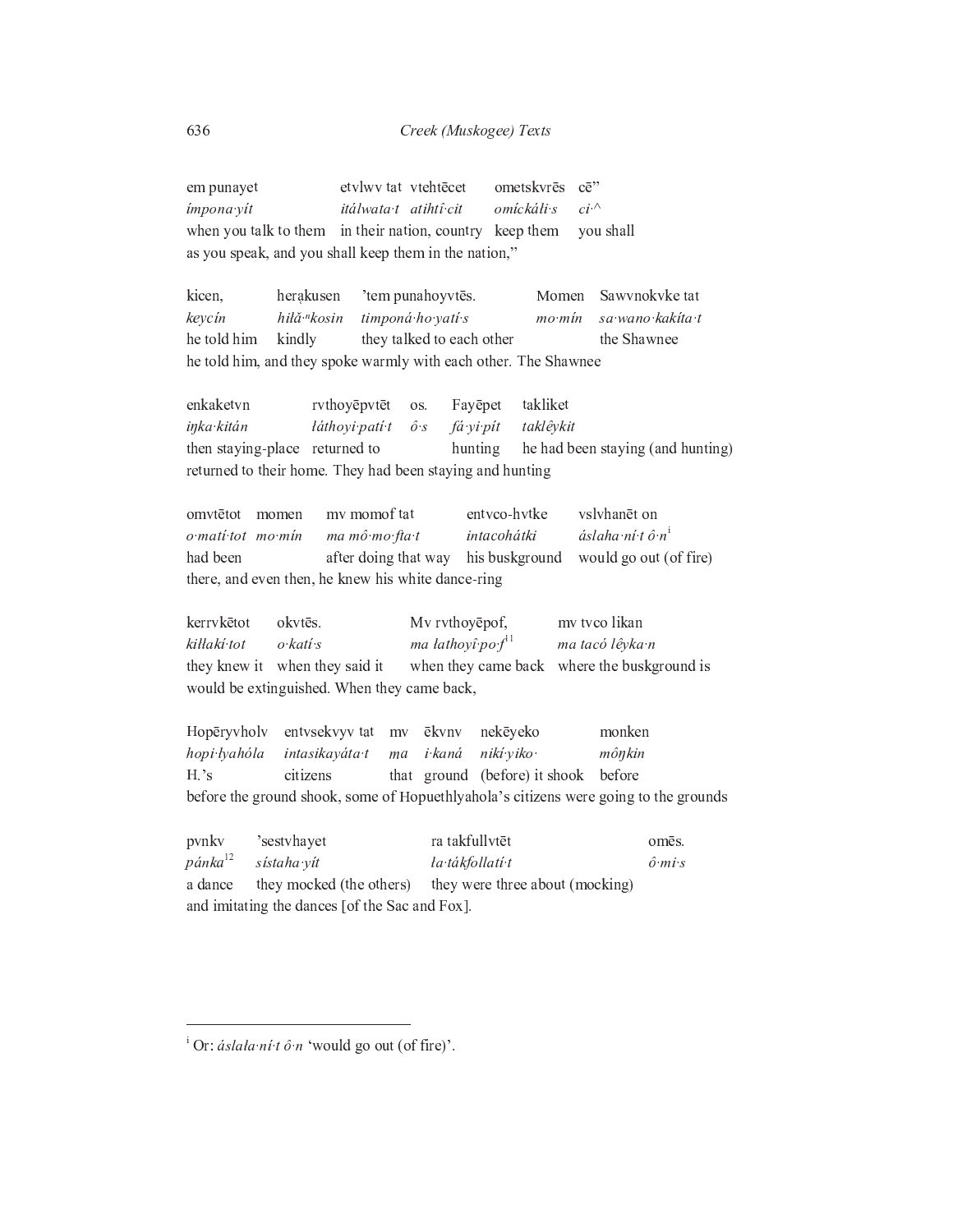em punayet etvlwv tat vtehtēcet ometskvrēs cē"
*ímpona·yít itálwata·t atihtî·cit omíckáli·s ci·^*
when you talk to them in their nation, country keep them you shall
as you speak, and you shall keep them in the nation,"

kicen, herạkusen 'tem punahoyvtēs. Momen Sawvnokvke tat
*keycín hiłă·ⁿkosin timponá·ho·yatí·s mo·mín sa·wano·kakíta·t*
he told him kindly they talked to each other the Shawnee
he told him, and they spoke warmly with each other. The Shawnee

enkaketvn rvthoyēpvtēt os. Fayēpet takliket
*iŋka·kitán łáthoyi·patí·t ô·s fá·yi·pít taklêykit*
then staying-place returned to hunting he had been staying (and hunting)
returned to their home. They had been staying and hunting

omvtētot momen mv momof tat entvco-hvtke vslvhanēt on
*o·matí·tot mo·mín ma mô·mo·fta·t intacohátki áslaha·ní·t ô·n*[i]
had been after doing that way his buskground would go out (of fire)
there, and even then, he knew his white dance-ring

kerrvkētot okvtēs. Mv rvthoyēpof, mv tvco likan
*kiłłakí·tot o·katí·s ma łathoyî·po·f*[11] *ma tacó lêyka·n*
they knew it when they said it when they came back where the buskground is
would be extinguished. When they came back,

Hopēryvholv entvsekvyv tat mv ēkvnv nekēyeko monken
*hopi·łyahóla intasikayáta·t ma i·kaná nikí·yiko· môŋkin*
H.'s citizens that ground (before) it shook before
before the ground shook, some of Hopuethlyahola's citizens were going to the grounds

pvnkv 'sestvhayet ra takfullvtēt omēs.
*pánka*[12] *sístaha·yít ła·tákfollatí·t ô·mi·s*
a dance they mocked (the others) they were three about (mocking)
and imitating the dances [of the Sac and Fox].

---

[i] Or: *áslała·ní·t ô·n* 'would go out (of fire)'.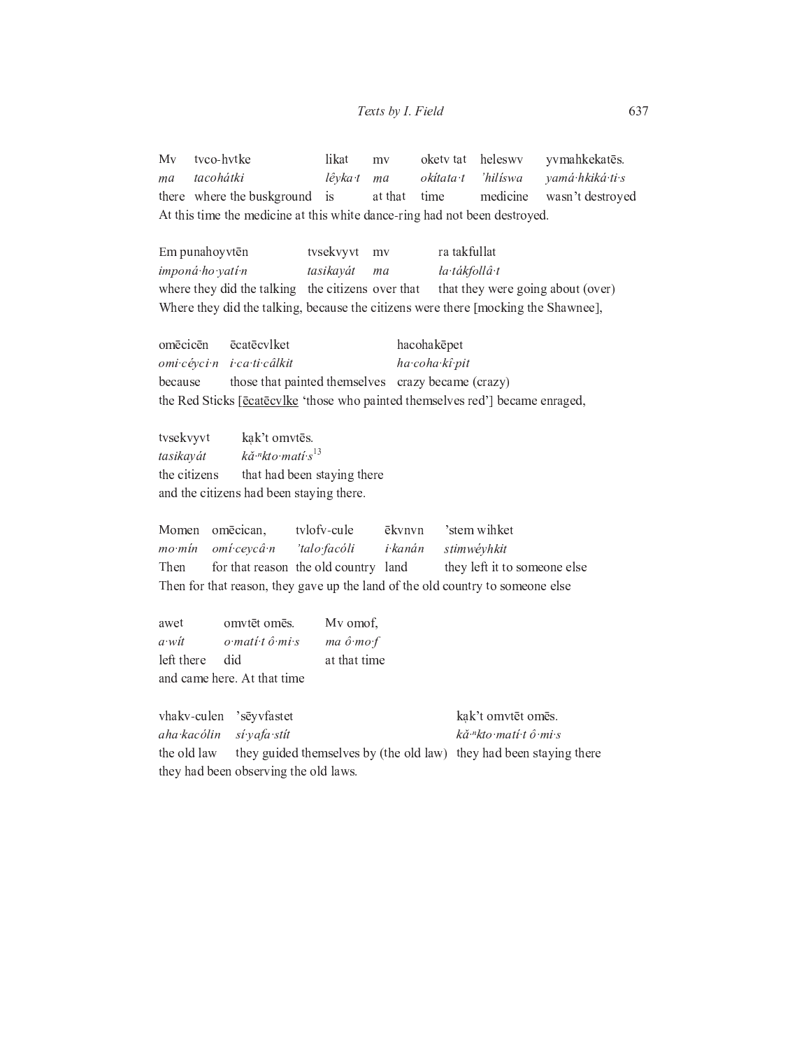| Mv | tvco-hvtke | likat | mv | oketv tat | heleswv | yvmahkekatēs. |
|---|---|---|---|---|---|---|
| *ma* | *tacohátki* | *lêyka·t* | *ma* | *okítata·t* | *'hilíswa* | *yamá·hkiká·ti·s* |
| there | where the buskground | is | at that | time | medicine | wasn't destroyed |

At this time the medicine at this white dance-ring had not been destroyed.

| Em punahoyvtēn | tvsekvyvt | mv | ra takfullat |
|---|---|---|---|
| *imponá·ho·yatí·n* | *tasikayát* | *ma* | *ła·tákfollâ·t* |
| where they did the talking | the citizens | over that | that they were going about (over) |

Where they did the talking, because the citizens were there [mocking the Shawnee],

| omēcicēn | ēcatēcvlket | hacohakēpet |
|---|---|---|
| *omi·céyci·n* | *i·ca·ti·câlkit* | *ha·coha·kî·pit* |
| because | those that painted themselves | crazy became (crazy) |

the Red Sticks [ēcatēcvlke 'those who painted themselves red'] became enraged,

| tvsekvyvt | kạk't omvtēs. |
|---|---|
| *tasikayát* | *kă·ⁿkto·matí·s*[13] |
| the citizens | that had been staying there |

and the citizens had been staying there.

| Momen | omēcican, | tvlofv-cule | ēkvnvn | 'stem wihket |
|---|---|---|---|---|
| *mo·mín* | *omí·ceycâ·n* | *'talo·facóli* | *i·kanán* | *stimwéyhkit* |
| Then | for that reason | the old country | land | they left it to someone else |

Then for that reason, they gave up the land of the old country to someone else

| awet | omvtēt omēs. | Mv omof, |
|---|---|---|
| *a·wít* | *o·matí·t ô·mi·s* | *ma ô·mo·f* |
| left there | did | at that time |

and came here. At that time

| vhakv-culen | 'sēyvfastet | kạk't omvtēt omēs. |
|---|---|---|
| *aha·kacólin* | *sí·yafa·stít* | *kă·ⁿkto·matí·t ô·mi·s* |
| the old law | they guided themselves by (the old law) | they had been staying there |

they had been observing the old laws.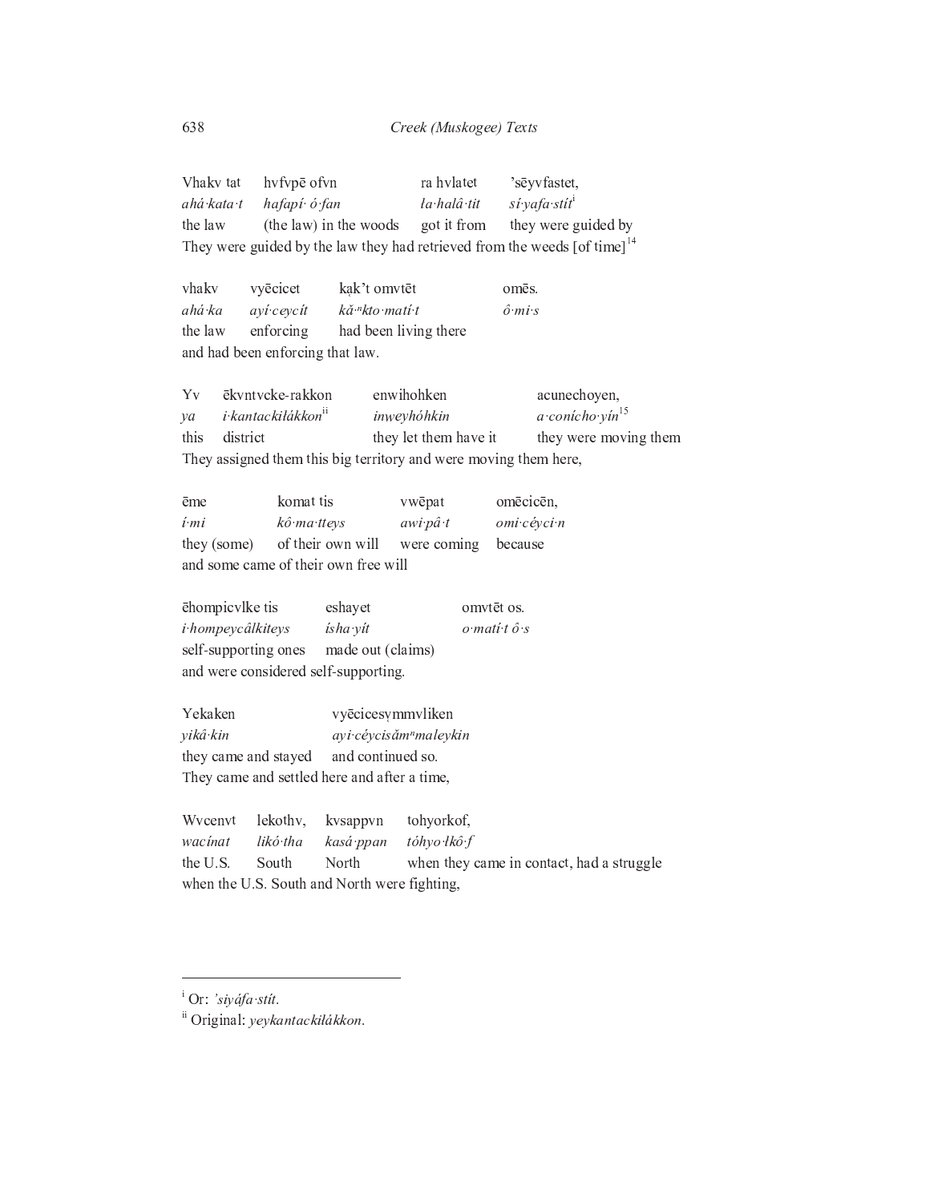| Vhakv tat | hvfvpē ofvn | ra hvlatet | 'sēyvfastet, |
|---|---|---|---|
| *ahá·kata·t* | *hafapí· ó·fan* | *ła·halâ·tit* | *sí·yafa·stít*[i] |
| the law | (the law) in the woods | got it from | they were guided by |

They were guided by the law they had retrieved from the weeds [of time][14]

| vhakv | vyēcicet | kạk't omvtēt | omēs. |
|---|---|---|---|
| *ahá·ka* | *ayí·ceycít* | *kă·ⁿkto·matí·t* | *ô·mi·s* |
| the law | enforcing | had been living there | |

and had been enforcing that law.

| Yv | ēkvntvcke-rakkon | enwihohken | acunechoyen, |
|---|---|---|---|
| *ya* | *i·kantackiłákkon*[ii] | *inweyhóhkin* | *a·coníchо·yín*[15] |
| this | district | they let them have it | they were moving them |

They assigned them this big territory and were moving them here,

| ēme | komat tis | vwēpat | omēcicēn, |
|---|---|---|---|
| *í·mi* | *kô·ma·tteys* | *awi·pâ·t* | *omi·céyci·n* |
| they (some) | of their own will | were coming | because |

and some came of their own free will

| ēhompicvlke tis | eshayet | omvtēt os. |
|---|---|---|
| *i·hompeycâlkiteys* | *ísha·yít* | *o·matí·t ô·s* |
| self-supporting ones | made out (claims) | |

and were considered self-supporting.

| Yekaken | vyēcicesṿmmvliken |
|---|---|
| *yikâ·kin* | *ayi·céycisămⁿmaleykin* |
| they came and stayed | and continued so. |

They came and settled here and after a time,

| Wvcenvt | lekothv, | kvsappvn | tohyorkof, |
|---|---|---|---|
| *wacínat* | *likó·tha* | *kasá·ppan* | *tóhyo·łkô·f* |
| the U.S. | South | North | when they came in contact, had a struggle |

when the U.S. South and North were fighting,

---

[i] Or: *'siyáfa·stít*.

[ii] Original: *yeykantackiłákkon*.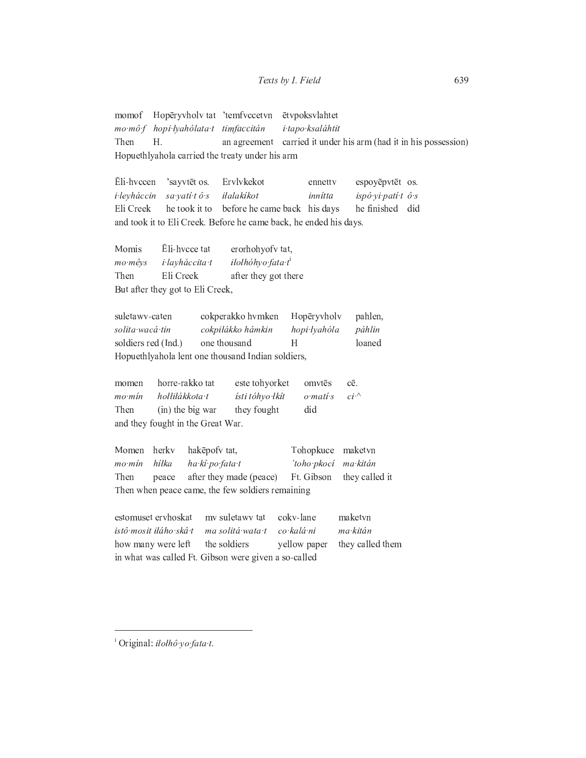| momof | Hopēryvholv tat | ’temfvccetvn | ētvpoksvlahtet |
|---|---|---|---|
| *mo·mô·f* | *hopi·łyahólata·t* | *timfaccitán* | *i·tapo·ksaláhtit* |
| Then | H. | an agreement | carried it under his arm (had it in his possession) |

Hopuethlyahola carried the treaty under his arm

| Ēli-hvccen | ’sayvtēt os. | Ervlvkekot | ennettv | espoyēpvtēt | os. |
|---|---|---|---|---|---|
| *i·leyháccin* | *sa·yatí·t ô·s* | *iłalakíkot* | *innítta* | *ispó·yi·patí·t* | *ô·s* |
| Eli Creek | he took it to | before he came back | his days | he finished | did |

and took it to Eli Creek. Before he came back, he ended his days.

| Momis | Ēli-hvcce tat | erorhohyofv tat, |
|---|---|---|
| *mo·mêys* | *i·layháccita·t* | *iłołhóhyo·fata·t*[i] |
| Then | Eli Creek | after they got there |

But after they got to Eli Creek,

| suletawv-caten | cokperakko hvmken | Hopēryvholv | pahlen, |
|---|---|---|---|
| *solita·wacá·tin* | *cokpiłákko hámkin* | *hopi·łyahóla* | *páhlin* |
| soldiers red (Ind.) | one thousand | H | loaned |

Hopuethlyahola lent one thousand Indian soldiers,

| momen | horre-rakko tat | este tohyorket | omvtēs | cē. |
|---|---|---|---|---|
| *mo·mín* | *hołłiłákkota·t* | *ísti tóhyo·łkít* | *o·matí·s* | *ci·^* |
| Then | (in) the big war | they fought | did | |

and they fought in the Great War.

| Momen | herkv | hakēpofv tat, | Tohopkuce | maketvn |
|---|---|---|---|---|
| *mo·mín* | *hílka* | *ha·kî·po·fata·t* | *’toho·pkocí* | *ma·kitán* |
| Then | peace | after they made (peace) | Ft. Gibson | they called it |

Then when peace came, the few soldiers remaining

| estomuset ervhoskat | mv suletawv tat | cokv-lane | maketvn |
|---|---|---|---|
| *istô·mosit iłáho·skâ·t* | *ma solitá·wata·t* | *co·kalá·ni* | *ma·kitán* |
| how many were left | the soldiers | yellow paper | they called them |

in what was called Ft. Gibson were given a so-called

---

[i] Original: *iłołhô·yo·fata·t*.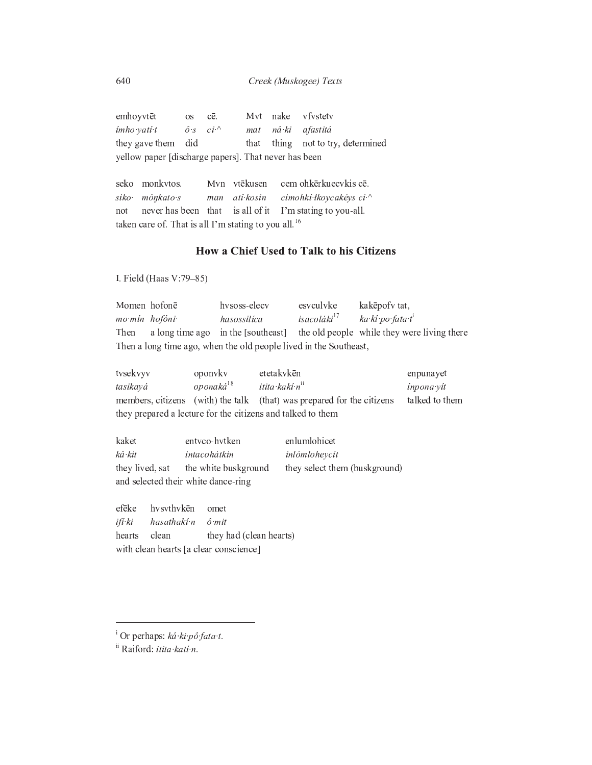| | | | | | |
|---|---|---|---|---|---|
| emhoyvtēt | os | cē. | Mvt | nake | vfvstetv |
| *ímho·yatí·t* | *ô·s* | *ci·^* | *mat* | *nâ·ki* | *afastitá* |
| they gave them | did | | that | thing | not to try, determined |

yellow paper [discharge papers]. That never has been

| | | | | |
|---|---|---|---|---|
| seko | monkvtos. | Mvn | vtēkusen | cem ohkērkuecvkis cē. |
| *siko·* | *môŋkato·s* | *man* | *atî·kosin* | *cimohkí·łkoycakéys ci·^* |
| not | never has been | that | is all of it | I'm stating to you-all. |

taken care of. That is all I'm stating to you all.[16]

## How a Chief Used to Talk to his Citizens

I. Field (Haas V:79–85)

| | | | | |
|---|---|---|---|---|
| Momen | hofonē | hvsoss-elecv | esvculvke | kakēpofv tat, |
| *mo·mín* | *hofóni·* | *hasossilíca* | *isacoláki*[17] | *ka·kî·po·fata·t*[i] |
| Then | a long time ago | in the [southeast] | the old people | while they were living there |

Then a long time ago, when the old people lived in the Southeast,

| | | | |
|---|---|---|---|
| tvsekvyv | oponvkv | etetakvkēn | enpunayet |
| *tasikayá* | *oponaká*[18] | *itita·kakí·n*[ii] | *ínpona·yít* |
| members, citizens | (with) the talk | (that) was prepared for the citizens | talked to them |

they prepared a lecture for the citizens and talked to them

| | | |
|---|---|---|
| kaket | entvco-hvtken | enlumlohicet |
| *kâ·kit* | *intacohátkin* | *inlómloheycít* |
| they lived, sat | the white buskground | they select them (buskground) |

and selected their white dance-ring

| | | |
|---|---|---|
| efēke | hvsvthvkēn | omet |
| *ifí·ki* | *hasathakí·n* | *ô·mit* |
| hearts | clean | they had (clean hearts) |

with clean hearts [a clear conscience]

---

[i] Or perhaps: *ká·ki·pô·fata·t.*

[ii] Raiford: *itita·katí·n.*